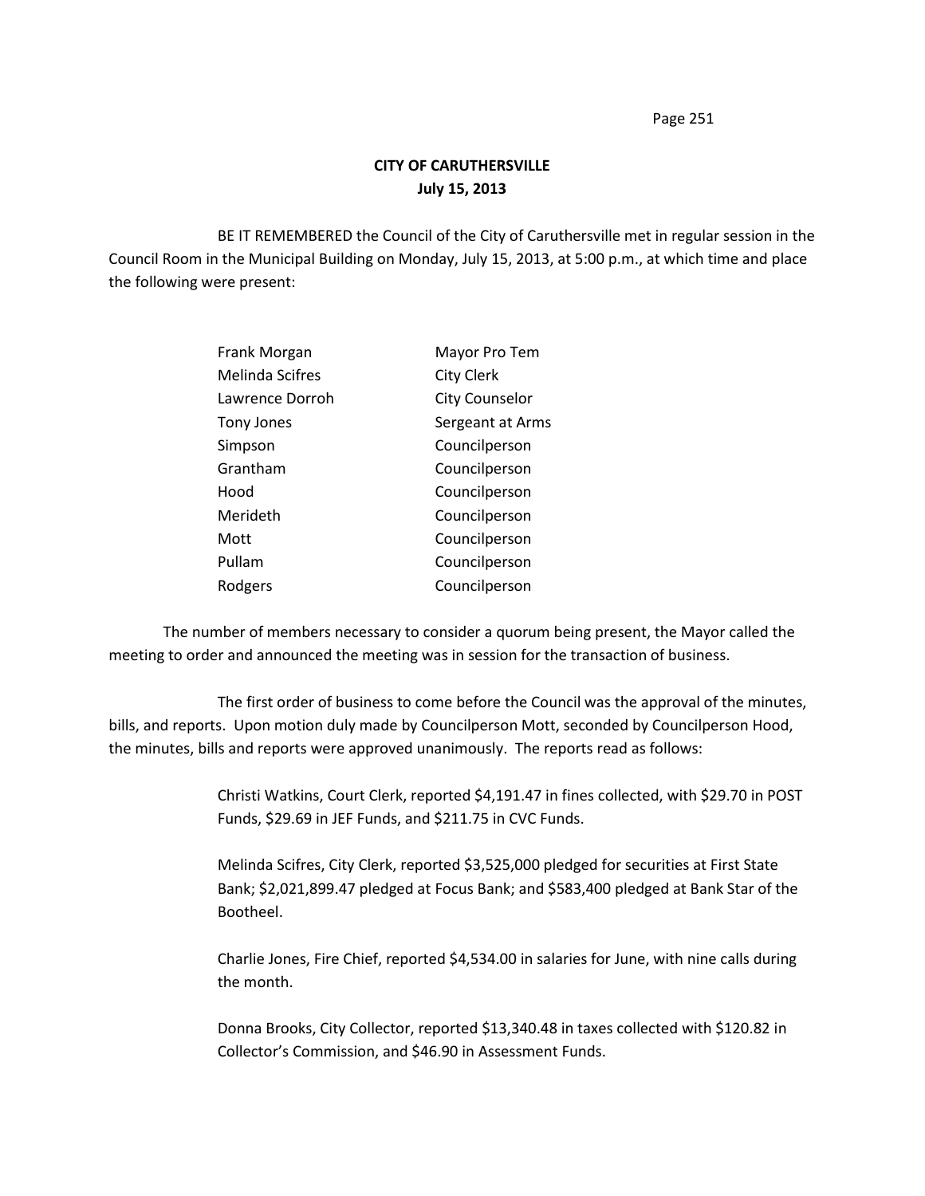# CITY OF CARUTHERSVILLE
## July 15, 2013

BE IT REMEMBERED the Council of the City of Caruthersville met in regular session in the Council Room in the Municipal Building on Monday, July 15, 2013, at 5:00 p.m., at which time and place the following were present:

| | |
|---|---|
| Frank Morgan | Mayor Pro Tem |
| Melinda Scifres | City Clerk |
| Lawrence Dorroh | City Counselor |
| Tony Jones | Sergeant at Arms |
| Simpson | Councilperson |
| Grantham | Councilperson |
| Hood | Councilperson |
| Merideth | Councilperson |
| Mott | Councilperson |
| Pullam | Councilperson |
| Rodgers | Councilperson |

The number of members necessary to consider a quorum being present, the Mayor called the meeting to order and announced the meeting was in session for the transaction of business.

The first order of business to come before the Council was the approval of the minutes, bills, and reports. Upon motion duly made by Councilperson Mott, seconded by Councilperson Hood, the minutes, bills and reports were approved unanimously. The reports read as follows:

Christi Watkins, Court Clerk, reported $4,191.47 in fines collected, with $29.70 in POST Funds, $29.69 in JEF Funds, and $211.75 in CVC Funds.

Melinda Scifres, City Clerk, reported $3,525,000 pledged for securities at First State Bank; $2,021,899.47 pledged at Focus Bank; and $583,400 pledged at Bank Star of the Bootheel.

Charlie Jones, Fire Chief, reported $4,534.00 in salaries for June, with nine calls during the month.

Donna Brooks, City Collector, reported $13,340.48 in taxes collected with $120.82 in Collector's Commission, and $46.90 in Assessment Funds.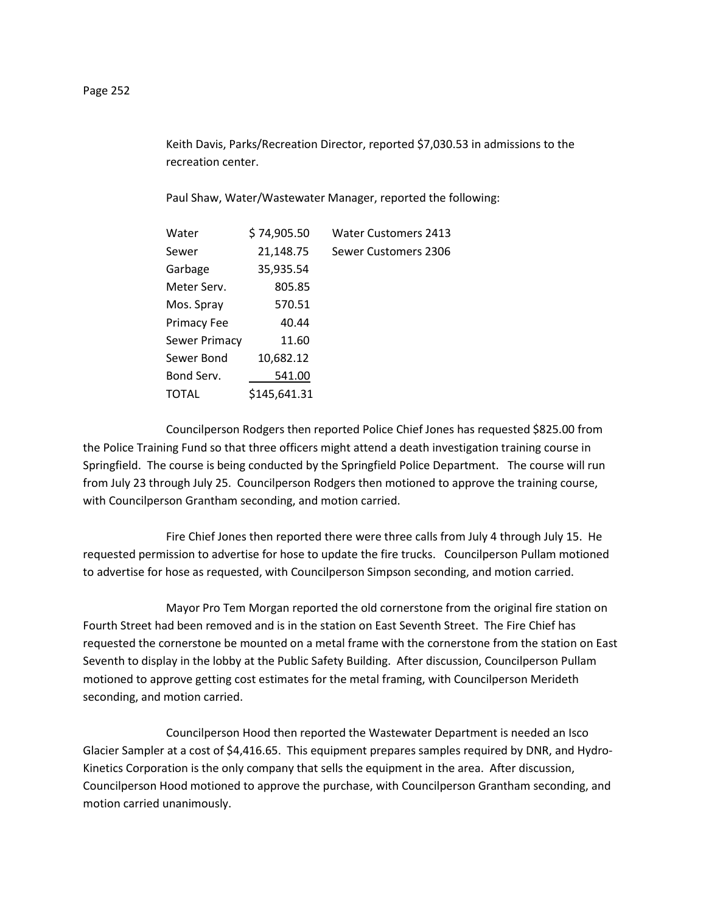Keith Davis, Parks/Recreation Director, reported $7,030.53 in admissions to the recreation center.

Paul Shaw, Water/Wastewater Manager, reported the following:

| | | |
|---|---|---|
| Water | $ 74,905.50 | Water Customers 2413 |
| Sewer | 21,148.75 | Sewer Customers 2306 |
| Garbage | 35,935.54 | |
| Meter Serv. | 805.85 | |
| Mos. Spray | 570.51 | |
| Primacy Fee | 40.44 | |
| Sewer Primacy | 11.60 | |
| Sewer Bond | 10,682.12 | |
| Bond Serv. | 541.00 | |
| TOTAL | $145,641.31 | |

Councilperson Rodgers then reported Police Chief Jones has requested $825.00 from the Police Training Fund so that three officers might attend a death investigation training course in Springfield. The course is being conducted by the Springfield Police Department. The course will run from July 23 through July 25. Councilperson Rodgers then motioned to approve the training course, with Councilperson Grantham seconding, and motion carried.

Fire Chief Jones then reported there were three calls from July 4 through July 15. He requested permission to advertise for hose to update the fire trucks. Councilperson Pullam motioned to advertise for hose as requested, with Councilperson Simpson seconding, and motion carried.

Mayor Pro Tem Morgan reported the old cornerstone from the original fire station on Fourth Street had been removed and is in the station on East Seventh Street. The Fire Chief has requested the cornerstone be mounted on a metal frame with the cornerstone from the station on East Seventh to display in the lobby at the Public Safety Building. After discussion, Councilperson Pullam motioned to approve getting cost estimates for the metal framing, with Councilperson Merideth seconding, and motion carried.

Councilperson Hood then reported the Wastewater Department is needed an Isco Glacier Sampler at a cost of $4,416.65. This equipment prepares samples required by DNR, and Hydro-Kinetics Corporation is the only company that sells the equipment in the area. After discussion, Councilperson Hood motioned to approve the purchase, with Councilperson Grantham seconding, and motion carried unanimously.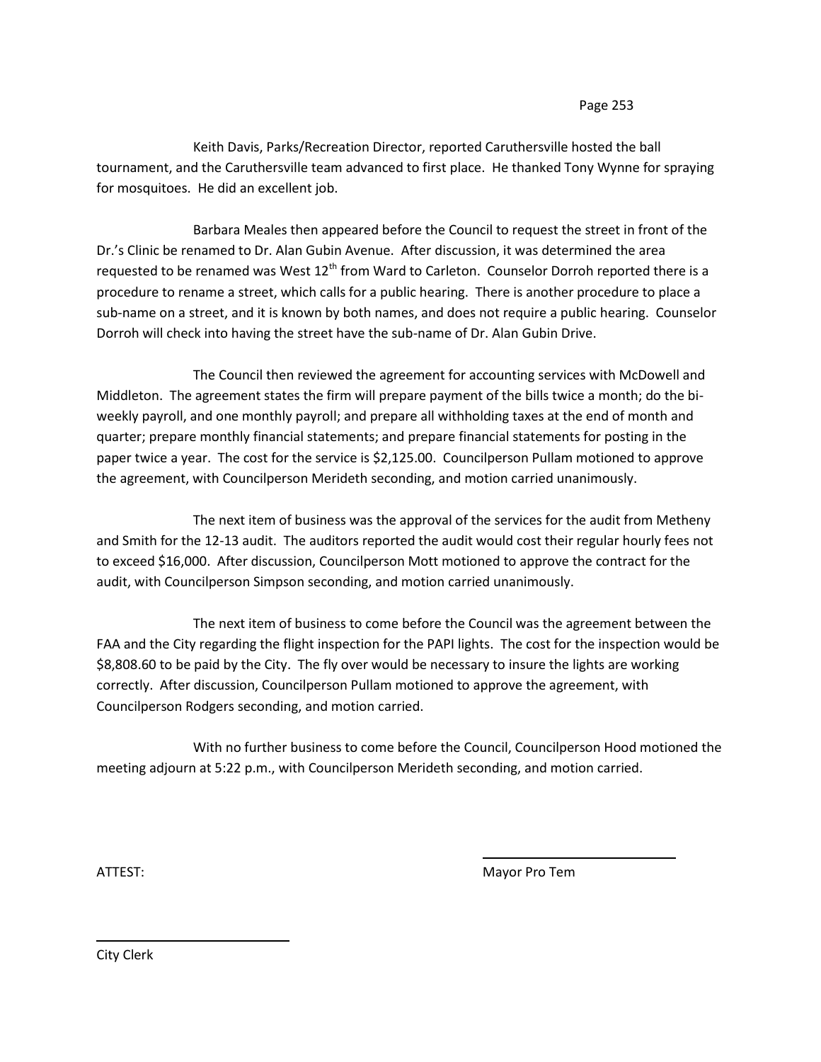Keith Davis, Parks/Recreation Director, reported Caruthersville hosted the ball tournament, and the Caruthersville team advanced to first place. He thanked Tony Wynne for spraying for mosquitoes. He did an excellent job.

Barbara Meales then appeared before the Council to request the street in front of the Dr.'s Clinic be renamed to Dr. Alan Gubin Avenue. After discussion, it was determined the area requested to be renamed was West 12th from Ward to Carleton. Counselor Dorroh reported there is a procedure to rename a street, which calls for a public hearing. There is another procedure to place a sub-name on a street, and it is known by both names, and does not require a public hearing. Counselor Dorroh will check into having the street have the sub-name of Dr. Alan Gubin Drive.

The Council then reviewed the agreement for accounting services with McDowell and Middleton. The agreement states the firm will prepare payment of the bills twice a month; do the bi-weekly payroll, and one monthly payroll; and prepare all withholding taxes at the end of month and quarter; prepare monthly financial statements; and prepare financial statements for posting in the paper twice a year. The cost for the service is $2,125.00. Councilperson Pullam motioned to approve the agreement, with Councilperson Merideth seconding, and motion carried unanimously.

The next item of business was the approval of the services for the audit from Metheny and Smith for the 12-13 audit. The auditors reported the audit would cost their regular hourly fees not to exceed $16,000. After discussion, Councilperson Mott motioned to approve the contract for the audit, with Councilperson Simpson seconding, and motion carried unanimously.

The next item of business to come before the Council was the agreement between the FAA and the City regarding the flight inspection for the PAPI lights. The cost for the inspection would be $8,808.60 to be paid by the City. The fly over would be necessary to insure the lights are working correctly. After discussion, Councilperson Pullam motioned to approve the agreement, with Councilperson Rodgers seconding, and motion carried.

With no further business to come before the Council, Councilperson Hood motioned the meeting adjourn at 5:22 p.m., with Councilperson Merideth seconding, and motion carried.

ATTEST:

Mayor Pro Tem

City Clerk